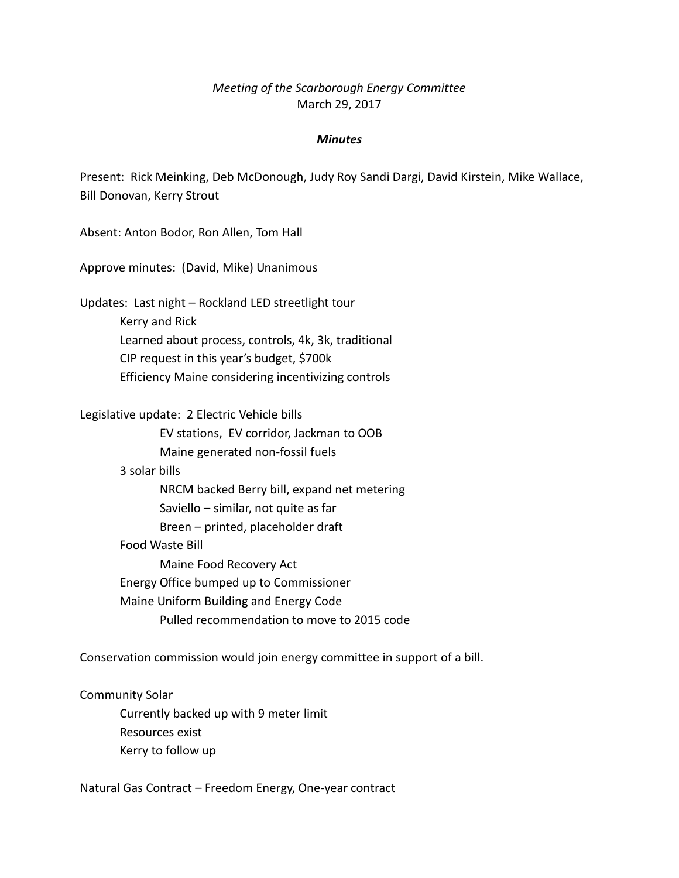*Meeting of the Scarborough Energy Committee*
March 29, 2017

***Minutes***

Present: Rick Meinking, Deb McDonough, Judy Roy Sandi Dargi, David Kirstein, Mike Wallace, Bill Donovan, Kerry Strout

Absent: Anton Bodor, Ron Allen, Tom Hall

Approve minutes: (David, Mike) Unanimous

Updates: Last night – Rockland LED streetlight tour
- Kerry and Rick
- Learned about process, controls, 4k, 3k, traditional
- CIP request in this year's budget, $700k
- Efficiency Maine considering incentivizing controls

Legislative update: 2 Electric Vehicle bills
- EV stations, EV corridor, Jackman to OOB
- Maine generated non-fossil fuels

- 3 solar bills
  - NRCM backed Berry bill, expand net metering
  - Saviello – similar, not quite as far
  - Breen – printed, placeholder draft
- Food Waste Bill
  - Maine Food Recovery Act
- Energy Office bumped up to Commissioner
- Maine Uniform Building and Energy Code
  - Pulled recommendation to move to 2015 code

Conservation commission would join energy committee in support of a bill.

Community Solar
- Currently backed up with 9 meter limit
- Resources exist
- Kerry to follow up

Natural Gas Contract – Freedom Energy, One-year contract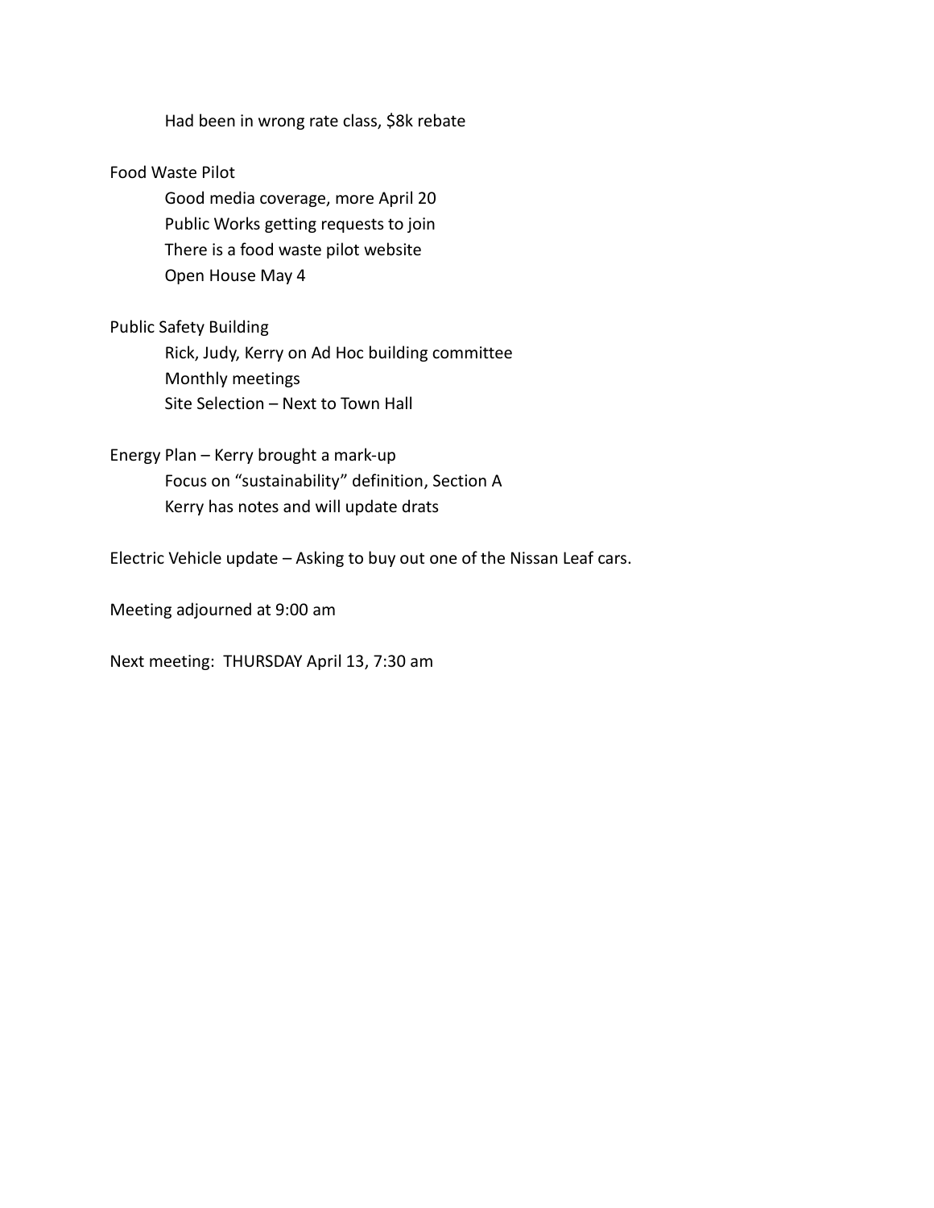Had been in wrong rate class, $8k rebate

Food Waste Pilot

- Good media coverage, more April 20
- Public Works getting requests to join
- There is a food waste pilot website
- Open House May 4

Public Safety Building

- Rick, Judy, Kerry on Ad Hoc building committee
- Monthly meetings
- Site Selection – Next to Town Hall

Energy Plan – Kerry brought a mark-up

- Focus on "sustainability" definition, Section A
- Kerry has notes and will update drats

Electric Vehicle update – Asking to buy out one of the Nissan Leaf cars.

Meeting adjourned at 9:00 am

Next meeting: THURSDAY April 13, 7:30 am